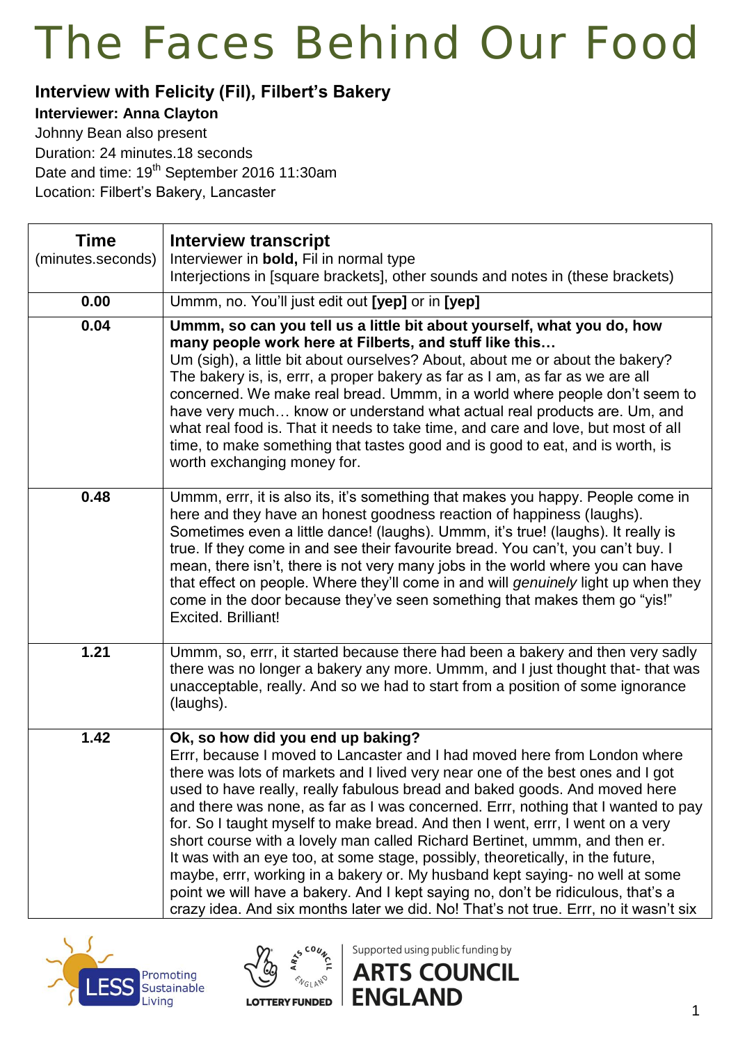# The Faces Behind Our Food

## Interview with Felicity (Fil), Filbert's Bakery

**Interviewer: Anna Clayton**

Johnny Bean also present

Duration: 24 minutes.18 seconds

Date and time: 19th September 2016 11:30am

Location: Filbert's Bakery, Lancaster

| Time (minutes.seconds) | Interview transcript<br>Interviewer in **bold,** Fil in normal type<br>Interjections in [square brackets], other sounds and notes in (these brackets) |
|---|---|
| 0.00 | Ummm, no. You'll just edit out **[yep]** or in **[yep]** |
| 0.04 | **Ummm, so can you tell us a little bit about yourself, what you do, how many people work here at Filberts, and stuff like this…**<br>Um (sigh), a little bit about ourselves? About, about me or about the bakery? The bakery is, is, errr, a proper bakery as far as I am, as far as we are all concerned. We make real bread. Ummm, in a world where people don't seem to have very much… know or understand what actual real products are. Um, and what real food is. That it needs to take time, and care and love, but most of all time, to make something that tastes good and is good to eat, and is worth, is worth exchanging money for. |
| 0.48 | Ummm, errr, it is also its, it's something that makes you happy. People come in here and they have an honest goodness reaction of happiness (laughs). Sometimes even a little dance! (laughs). Ummm, it's true! (laughs). It really is true. If they come in and see their favourite bread. You can't, you can't buy. I mean, there isn't, there is not very many jobs in the world where you can have that effect on people. Where they'll come in and will *genuinely* light up when they come in the door because they've seen something that makes them go "yis!" Excited. Brilliant! |
| 1.21 | Ummm, so, errr, it started because there had been a bakery and then very sadly there was no longer a bakery any more. Ummm, and I just thought that- that was unacceptable, really. And so we had to start from a position of some ignorance (laughs). |
| 1.42 | **Ok, so how did you end up baking?**<br>Errr, because I moved to Lancaster and I had moved here from London where there was lots of markets and I lived very near one of the best ones and I got used to have really, really fabulous bread and baked goods. And moved here and there was none, as far as I was concerned. Errr, nothing that I wanted to pay for. So I taught myself to make bread. And then I went, errr, I went on a very short course with a lovely man called Richard Bertinet, ummm, and then er.<br>It was with an eye too, at some stage, possibly, theoretically, in the future, maybe, errr, working in a bakery or. My husband kept saying- no well at some point we will have a bakery. And I kept saying no, don't be ridiculous, that's a crazy idea. And six months later we did. No! That's not true. Errr, no it wasn't six |

Promoting Sustainable Living

LOTTERY FUNDED

Supported using public funding by ARTS COUNCIL ENGLAND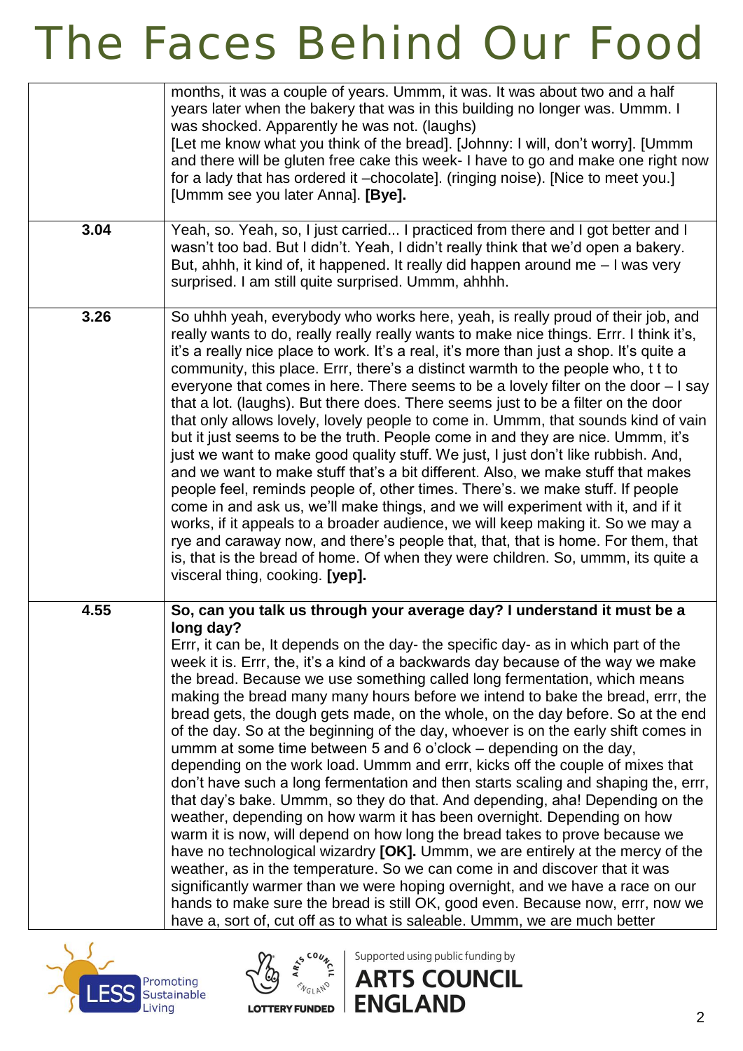| | |
|---|---|
| | months, it was a couple of years. Ummm, it was. It was about two and a half years later when the bakery that was in this building no longer was. Ummm. I was shocked. Apparently he was not. (laughs) [Let me know what you think of the bread]. [Johnny: I will, don't worry]. [Ummm and there will be gluten free cake this week- I have to go and make one right now for a lady that has ordered it –chocolate]. (ringing noise). [Nice to meet you.] [Ummm see you later Anna]. **[Bye].** |
| **3.04** | Yeah, so. Yeah, so, I just carried... I practiced from there and I got better and I wasn't too bad. But I didn't. Yeah, I didn't really think that we'd open a bakery. But, ahhh, it kind of, it happened. It really did happen around me – I was very surprised. I am still quite surprised. Ummm, ahhhh. |
| **3.26** | So uhhh yeah, everybody who works here, yeah, is really proud of their job, and really wants to do, really really really wants to make nice things. Errr. I think it's, it's a really nice place to work. It's a real, it's more than just a shop. It's quite a community, this place. Errr, there's a distinct warmth to the people who, t t to everyone that comes in here. There seems to be a lovely filter on the door – I say that a lot. (laughs). But there does. There seems just to be a filter on the door that only allows lovely, lovely people to come in. Ummm, that sounds kind of vain but it just seems to be the truth. People come in and they are nice. Ummm, it's just we want to make good quality stuff. We just, I just don't like rubbish. And, and we want to make stuff that's a bit different. Also, we make stuff that makes people feel, reminds people of, other times. There's. we make stuff. If people come in and ask us, we'll make things, and we will experiment with it, and if it works, if it appeals to a broader audience, we will keep making it. So we may a rye and caraway now, and there's people that, that, that is home. For them, that is, that is the bread of home. Of when they were children. So, ummm, its quite a visceral thing, cooking. **[yep].** |
| **4.55** | **So, can you talk us through your average day? I understand it must be a long day?** Errr, it can be, It depends on the day- the specific day- as in which part of the week it is. Errr, the, it's a kind of a backwards day because of the way we make the bread. Because we use something called long fermentation, which means making the bread many many hours before we intend to bake the bread, errr, the bread gets, the dough gets made, on the whole, on the day before. So at the end of the day. So at the beginning of the day, whoever is on the early shift comes in ummm at some time between 5 and 6 o'clock – depending on the day, depending on the work load. Ummm and errr, kicks off the couple of mixes that don't have such a long fermentation and then starts scaling and shaping the, errr, that day's bake. Ummm, so they do that. And depending, aha! Depending on the weather, depending on how warm it has been overnight. Depending on how warm it is now, will depend on how long the bread takes to prove because we have no technological wizardry **[OK].** Ummm, we are entirely at the mercy of the weather, as in the temperature. So we can come in and discover that it was significantly warmer than we were hoping overnight, and we have a race on our hands to make sure the bread is still OK, good even. Because now, errr, now we have a, sort of, cut off as to what is saleable. Ummm, we are much better |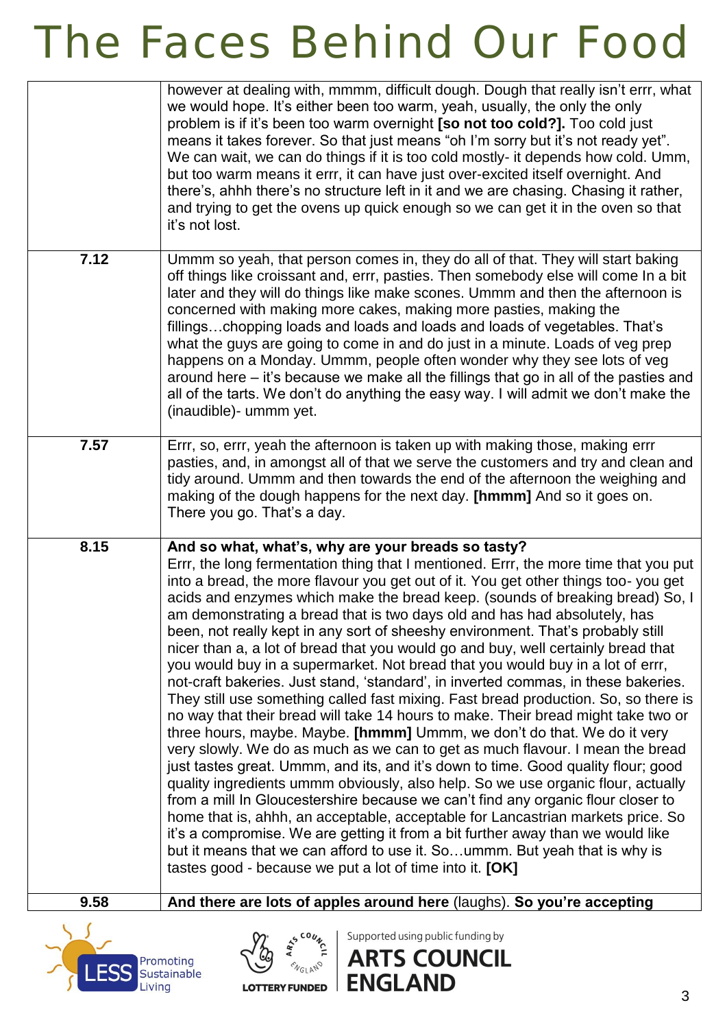| | |
|---|---|
| | however at dealing with, mmmm, difficult dough. Dough that really isn't errr, what we would hope. It's either been too warm, yeah, usually, the only the only problem is if it's been too warm overnight **[so not too cold?].** Too cold just means it takes forever. So that just means "oh I'm sorry but it's not ready yet". We can wait, we can do things if it is too cold mostly- it depends how cold. Umm, but too warm means it errr, it can have just over-excited itself overnight. And there's, ahhh there's no structure left in it and we are chasing. Chasing it rather, and trying to get the ovens up quick enough so we can get it in the oven so that it's not lost. |
| **7.12** | Ummm so yeah, that person comes in, they do all of that. They will start baking off things like croissant and, errr, pasties. Then somebody else will come In a bit later and they will do things like make scones. Ummm and then the afternoon is concerned with making more cakes, making more pasties, making the fillings…chopping loads and loads and loads and loads of vegetables. That's what the guys are going to come in and do just in a minute. Loads of veg prep happens on a Monday. Ummm, people often wonder why they see lots of veg around here – it's because we make all the fillings that go in all of the pasties and all of the tarts. We don't do anything the easy way. I will admit we don't make the (inaudible)- ummm yet. |
| **7.57** | Errr, so, errr, yeah the afternoon is taken up with making those, making errr pasties, and, in amongst all of that we serve the customers and try and clean and tidy around. Ummm and then towards the end of the afternoon the weighing and making of the dough happens for the next day. **[hmmm]** And so it goes on. There you go. That's a day. |
| **8.15** | **And so what, what's, why are your breads so tasty?** Errr, the long fermentation thing that I mentioned. Errr, the more time that you put into a bread, the more flavour you get out of it. You get other things too- you get acids and enzymes which make the bread keep. (sounds of breaking bread) So, I am demonstrating a bread that is two days old and has had absolutely, has been, not really kept in any sort of sheeshy environment. That's probably still nicer than a, a lot of bread that you would go and buy, well certainly bread that you would buy in a supermarket. Not bread that you would buy in a lot of errr, not-craft bakeries. Just stand, 'standard', in inverted commas, in these bakeries. They still use something called fast mixing. Fast bread production. So, so there is no way that their bread will take 14 hours to make. Their bread might take two or three hours, maybe. Maybe. **[hmmm]** Ummm, we don't do that. We do it very very slowly. We do as much as we can to get as much flavour. I mean the bread just tastes great. Ummm, and its, and it's down to time. Good quality flour; good quality ingredients ummm obviously, also help. So we use organic flour, actually from a mill In Gloucestershire because we can't find any organic flour closer to home that is, ahhh, an acceptable, acceptable for Lancastrian markets price. So it's a compromise. We are getting it from a bit further away than we would like but it means that we can afford to use it. So…ummm. But yeah that is why is tastes good - because we put a lot of time into it. **[OK]** |
| **9.58** | **And there are lots of apples around here** (laughs). **So you're accepting** |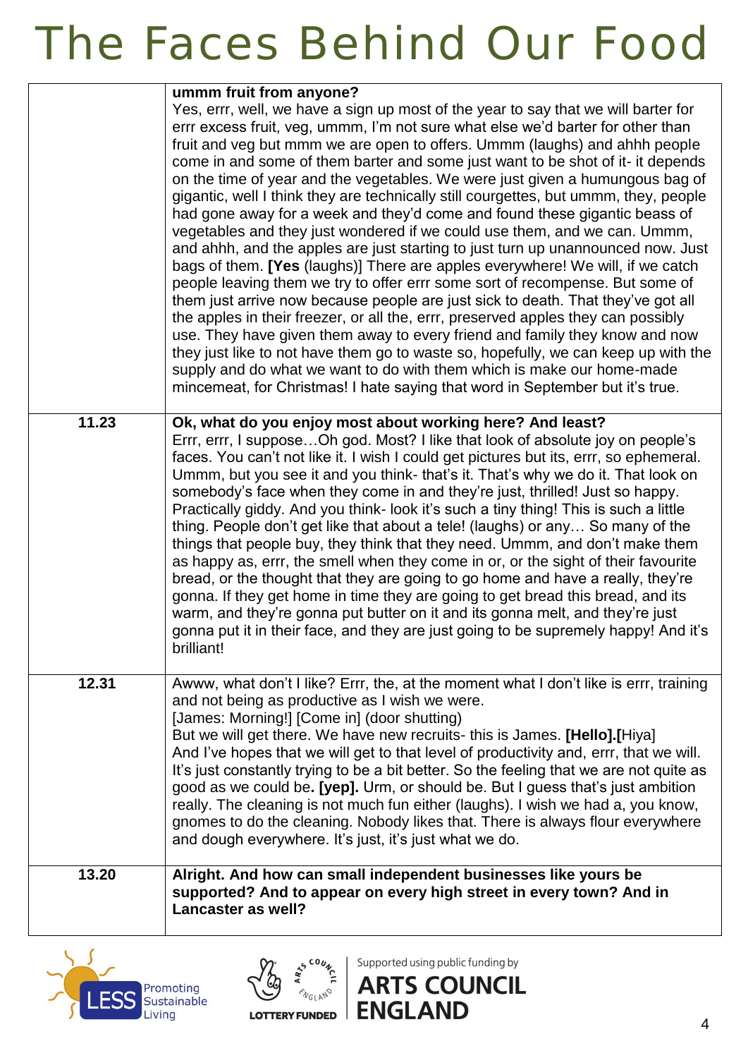| | |
|---|---|
| | **ummm fruit from anyone?** Yes, errr, well, we have a sign up most of the year to say that we will barter for errr excess fruit, veg, ummm, I'm not sure what else we'd barter for other than fruit and veg but mmm we are open to offers. Ummm (laughs) and ahhh people come in and some of them barter and some just want to be shot of it- it depends on the time of year and the vegetables. We were just given a humungous bag of gigantic, well I think they are technically still courgettes, but ummm, they, people had gone away for a week and they'd come and found these gigantic beass of vegetables and they just wondered if we could use them, and we can. Ummm, and ahhh, and the apples are just starting to just turn up unannounced now. Just bags of them. **[Yes** (laughs)] There are apples everywhere! We will, if we catch people leaving them we try to offer errr some sort of recompense. But some of them just arrive now because people are just sick to death. That they've got all the apples in their freezer, or all the, errr, preserved apples they can possibly use. They have given them away to every friend and family they know and now they just like to not have them go to waste so, hopefully, we can keep up with the supply and do what we want to do with them which is make our home-made mincemeat, for Christmas! I hate saying that word in September but it's true. |
| 11.23 | **Ok, what do you enjoy most about working here? And least?** Errr, errr, I suppose…Oh god. Most? I like that look of absolute joy on people's faces. You can't not like it. I wish I could get pictures but its, errr, so ephemeral. Ummm, but you see it and you think- that's it. That's why we do it. That look on somebody's face when they come in and they're just, thrilled! Just so happy. Practically giddy. And you think- look it's such a tiny thing! This is such a little thing. People don't get like that about a tele! (laughs) or any… So many of the things that people buy, they think that they need. Ummm, and don't make them as happy as, errr, the smell when they come in or, or the sight of their favourite bread, or the thought that they are going to go home and have a really, they're gonna. If they get home in time they are going to get bread this bread, and its warm, and they're gonna put butter on it and its gonna melt, and they're just gonna put it in their face, and they are just going to be supremely happy! And it's brilliant! |
| 12.31 | Awww, what don't I like? Errr, the, at the moment what I don't like is errr, training and not being as productive as I wish we were. [James: Morning!] [Come in] (door shutting) But we will get there. We have new recruits- this is James. **[Hello].[**Hiya] And I've hopes that we will get to that level of productivity and, errr, that we will. It's just constantly trying to be a bit better. So the feeling that we are not quite as good as we could be**. [yep].** Urm, or should be. But I guess that's just ambition really. The cleaning is not much fun either (laughs). I wish we had a, you know, gnomes to do the cleaning. Nobody likes that. There is always flour everywhere and dough everywhere. It's just, it's just what we do. |
| 13.20 | **Alright. And how can small independent businesses like yours be supported? And to appear on every high street in every town? And in Lancaster as well?** |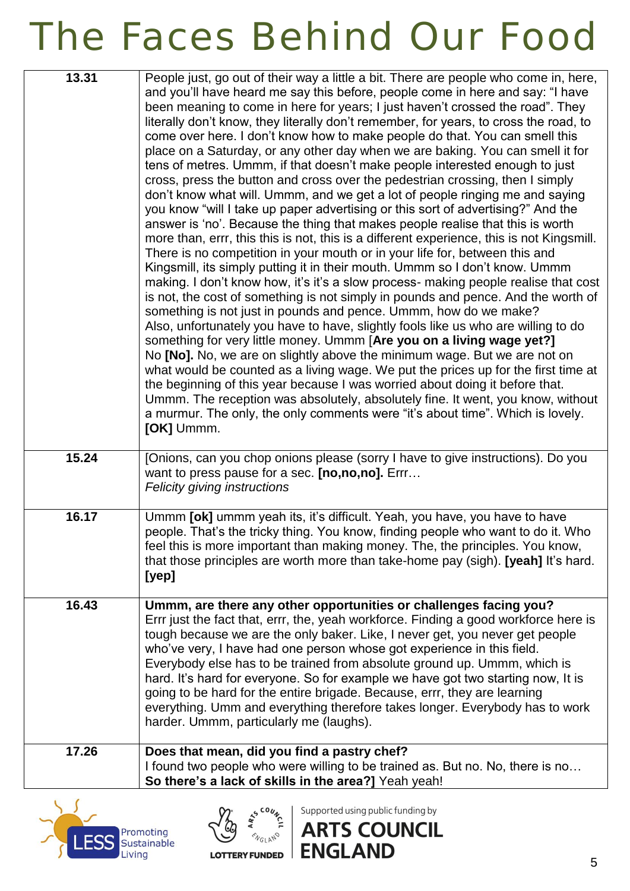| | |
|---|---|
| 13.31 | People just, go out of their way a little a bit. There are people who come in, here, and you'll have heard me say this before, people come in here and say: "I have been meaning to come in here for years; I just haven't crossed the road". They literally don't know, they literally don't remember, for years, to cross the road, to come over here. I don't know how to make people do that. You can smell this place on a Saturday, or any other day when we are baking. You can smell it for tens of metres. Ummm, if that doesn't make people interested enough to just cross, press the button and cross over the pedestrian crossing, then I simply don't know what will. Ummm, and we get a lot of people ringing me and saying you know "will I take up paper advertising or this sort of advertising?" And the answer is 'no'. Because the thing that makes people realise that this is worth more than, errr, this this is not, this is a different experience, this is not Kingsmill. There is no competition in your mouth or in your life for, between this and Kingsmill, its simply putting it in their mouth. Ummm so I don't know. Ummm making. I don't know how, it's it's a slow process- making people realise that cost is not, the cost of something is not simply in pounds and pence. And the worth of something is not just in pounds and pence. Ummm, how do we make? Also, unfortunately you have to have, slightly fools like us who are willing to do something for very little money. Ummm [**Are you on a living wage yet?]** No **[No].** No, we are on slightly above the minimum wage. But we are not on what would be counted as a living wage. We put the prices up for the first time at the beginning of this year because I was worried about doing it before that. Ummm. The reception was absolutely, absolutely fine. It went, you know, without a murmur. The only, the only comments were "it's about time". Which is lovely. **[OK]** Ummm. |
| 15.24 | [Onions, can you chop onions please (sorry I have to give instructions). Do you want to press pause for a sec. **[no,no,no].** Errr…<br>*Felicity giving instructions* |
| 16.17 | Ummm **[ok]** ummm yeah its, it's difficult. Yeah, you have, you have to have people. That's the tricky thing. You know, finding people who want to do it. Who feel this is more important than making money. The, the principles. You know, that those principles are worth more than take-home pay (sigh). **[yeah]** It's hard. **[yep]** |
| 16.43 | **Ummm, are there any other opportunities or challenges facing you?**<br>Errr just the fact that, errr, the, yeah workforce. Finding a good workforce here is tough because we are the only baker. Like, I never get, you never get people who've very, I have had one person whose got experience in this field. Everybody else has to be trained from absolute ground up. Ummm, which is hard. It's hard for everyone. So for example we have got two starting now, It is going to be hard for the entire brigade. Because, errr, they are learning everything. Umm and everything therefore takes longer. Everybody has to work harder. Ummm, particularly me (laughs). |
| 17.26 | **Does that mean, did you find a pastry chef?**<br>I found two people who were willing to be trained as. But no. No, there is no…<br>**So there's a lack of skills in the area?]** Yeah yeah! |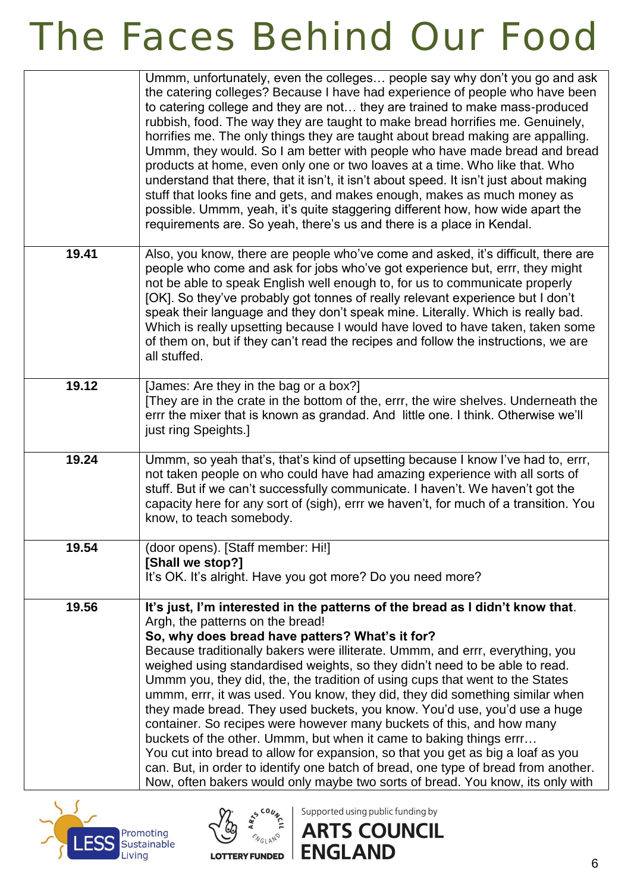# The Faces Behind Our Food

| | |
|---|---|
| | Ummm, unfortunately, even the colleges… people say why don't you go and ask the catering colleges? Because I have had experience of people who have been to catering college and they are not… they are trained to make mass-produced rubbish, food. The way they are taught to make bread horrifies me. Genuinely, horrifies me. The only things they are taught about bread making are appalling. Ummm, they would. So I am better with people who have made bread and bread products at home, even only one or two loaves at a time. Who like that. Who understand that there, that it isn't, it isn't about speed. It isn't just about making stuff that looks fine and gets, and makes enough, makes as much money as possible. Ummm, yeah, it's quite staggering different how, how wide apart the requirements are. So yeah, there's us and there is a place in Kendal. |
| **19.41** | Also, you know, there are people who've come and asked, it's difficult, there are people who come and ask for jobs who've got experience but, errr, they might not be able to speak English well enough to, for us to communicate properly [OK]. So they've probably got tonnes of really relevant experience but I don't speak their language and they don't speak mine. Literally. Which is really bad. Which is really upsetting because I would have loved to have taken, taken some of them on, but if they can't read the recipes and follow the instructions, we are all stuffed. |
| **19.12** | [James: Are they in the bag or a box?]<br>[They are in the crate in the bottom of the, errr, the wire shelves. Underneath the errr the mixer that is known as grandad. And little one. I think. Otherwise we'll just ring Speights.] |
| **19.24** | Ummm, so yeah that's, that's kind of upsetting because I know I've had to, errr, not taken people on who could have had amazing experience with all sorts of stuff. But if we can't successfully communicate. I haven't. We haven't got the capacity here for any sort of (sigh), errr we haven't, for much of a transition. You know, to teach somebody. |
| **19.54** | (door opens). [Staff member: Hi!]<br>**[Shall we stop?]**<br>It's OK. It's alright. Have you got more? Do you need more? |
| **19.56** | **It's just, I'm interested in the patterns of the bread as I didn't know that**.<br>Argh, the patterns on the bread!<br>**So, why does bread have patters? What's it for?**<br>Because traditionally bakers were illiterate. Ummm, and errr, everything, you weighed using standardised weights, so they didn't need to be able to read. Ummm you, they did, the, the tradition of using cups that went to the States ummm, errr, it was used. You know, they did, they did something similar when they made bread. They used buckets, you know. You'd use, you'd use a huge container. So recipes were however many buckets of this, and how many buckets of the other. Ummm, but when it came to baking things errr…<br>You cut into bread to allow for expansion, so that you get as big a loaf as you can. But, in order to identify one batch of bread, one type of bread from another. Now, often bakers would only maybe two sorts of bread. You know, its only with |

LESS Promoting Sustainable Living

Supported using public funding by ARTS COUNCIL ENGLAND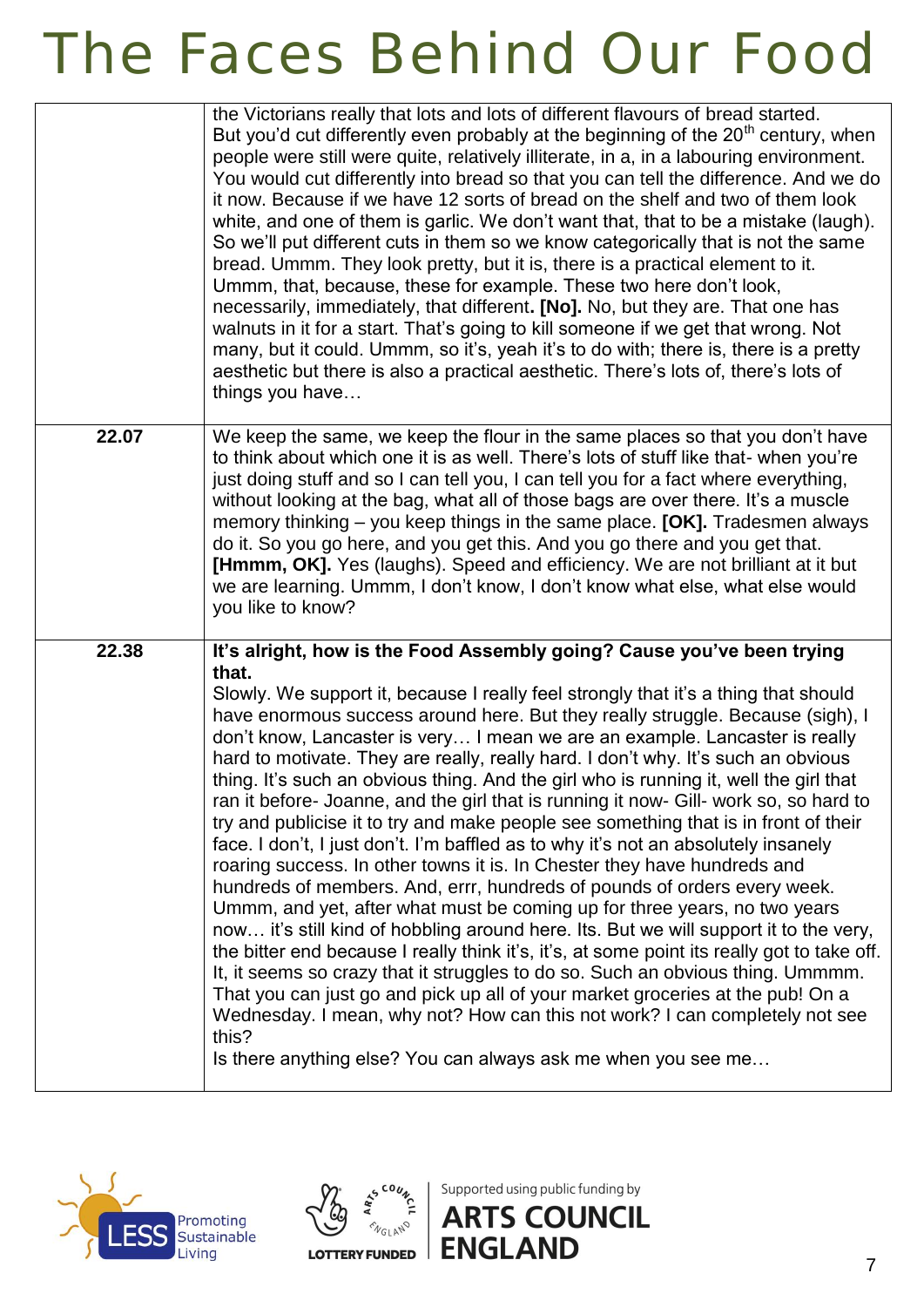| | |
|---|---|
| | the Victorians really that lots and lots of different flavours of bread started. But you'd cut differently even probably at the beginning of the 20th century, when people were still were quite, relatively illiterate, in a, in a labouring environment. You would cut differently into bread so that you can tell the difference. And we do it now. Because if we have 12 sorts of bread on the shelf and two of them look white, and one of them is garlic. We don't want that, that to be a mistake (laugh). So we'll put different cuts in them so we know categorically that is not the same bread. Ummm. They look pretty, but it is, there is a practical element to it. Ummm, that, because, these for example. These two here don't look, necessarily, immediately, that different**. [No].** No, but they are. That one has walnuts in it for a start. That's going to kill someone if we get that wrong. Not many, but it could. Ummm, so it's, yeah it's to do with; there is, there is a pretty aesthetic but there is also a practical aesthetic. There's lots of, there's lots of things you have… |
| **22.07** | We keep the same, we keep the flour in the same places so that you don't have to think about which one it is as well. There's lots of stuff like that- when you're just doing stuff and so I can tell you, I can tell you for a fact where everything, without looking at the bag, what all of those bags are over there. It's a muscle memory thinking – you keep things in the same place. **[OK].** Tradesmen always do it. So you go here, and you get this. And you go there and you get that. **[Hmmm, OK].** Yes (laughs). Speed and efficiency. We are not brilliant at it but we are learning. Ummm, I don't know, I don't know what else, what else would you like to know? |
| **22.38** | **It's alright, how is the Food Assembly going? Cause you've been trying that.** Slowly. We support it, because I really feel strongly that it's a thing that should have enormous success around here. But they really struggle. Because (sigh), I don't know, Lancaster is very… I mean we are an example. Lancaster is really hard to motivate. They are really, really hard. I don't why. It's such an obvious thing. It's such an obvious thing. And the girl who is running it, well the girl that ran it before- Joanne, and the girl that is running it now- Gill- work so, so hard to try and publicise it to try and make people see something that is in front of their face. I don't, I just don't. I'm baffled as to why it's not an absolutely insanely roaring success. In other towns it is. In Chester they have hundreds and hundreds of members. And, errr, hundreds of pounds of orders every week. Ummm, and yet, after what must be coming up for three years, no two years now… it's still kind of hobbling around here. Its. But we will support it to the very, the bitter end because I really think it's, it's, at some point its really got to take off. It, it seems so crazy that it struggles to do so. Such an obvious thing. Ummmm. That you can just go and pick up all of your market groceries at the pub! On a Wednesday. I mean, why not? How can this not work? I can completely not see this? Is there anything else? You can always ask me when you see me… |

LESS Promoting Sustainable Living

Supported using public funding by ARTS COUNCIL ENGLAND

LOTTERY FUNDED